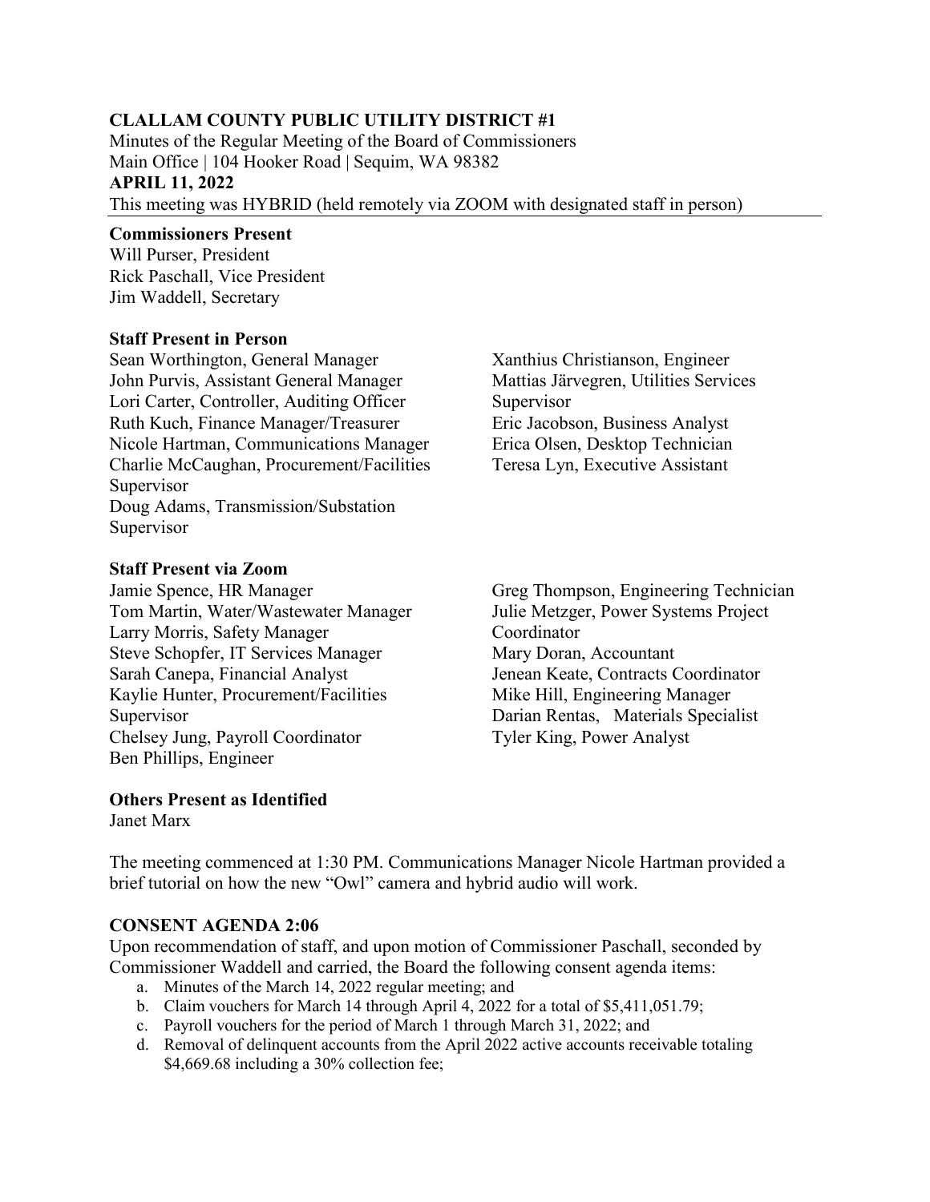**CLALLAM COUNTY PUBLIC UTILITY DISTRICT #1**

Minutes of the Regular Meeting of the Board of Commissioners
Main Office | 104 Hooker Road | Sequim, WA 98382
**APRIL 11, 2022**
This meeting was HYBRID (held remotely via ZOOM with designated staff in person)

**Commissioners Present**
Will Purser, President
Rick Paschall, Vice President
Jim Waddell, Secretary

**Staff Present in Person**
Sean Worthington, General Manager
John Purvis, Assistant General Manager
Lori Carter, Controller, Auditing Officer
Ruth Kuch, Finance Manager/Treasurer
Nicole Hartman, Communications Manager
Charlie McCaughan, Procurement/Facilities Supervisor
Doug Adams, Transmission/Substation Supervisor
Xanthius Christianson, Engineer
Mattias Järvegren, Utilities Services Supervisor
Eric Jacobson, Business Analyst
Erica Olsen, Desktop Technician
Teresa Lyn, Executive Assistant

**Staff Present via Zoom**
Jamie Spence, HR Manager
Tom Martin, Water/Wastewater Manager
Larry Morris, Safety Manager
Steve Schopfer, IT Services Manager
Sarah Canepa, Financial Analyst
Kaylie Hunter, Procurement/Facilities Supervisor
Chelsey Jung, Payroll Coordinator
Ben Phillips, Engineer
Greg Thompson, Engineering Technician
Julie Metzger, Power Systems Project Coordinator
Mary Doran, Accountant
Jenean Keate, Contracts Coordinator
Mike Hill, Engineering Manager
Darian Rentas, Materials Specialist
Tyler King, Power Analyst

**Others Present as Identified**
Janet Marx

The meeting commenced at 1:30 PM. Communications Manager Nicole Hartman provided a brief tutorial on how the new "Owl" camera and hybrid audio will work.

**CONSENT AGENDA 2:06**

Upon recommendation of staff, and upon motion of Commissioner Paschall, seconded by Commissioner Waddell and carried, the Board the following consent agenda items:

a. Minutes of the March 14, 2022 regular meeting; and
b. Claim vouchers for March 14 through April 4, 2022 for a total of $5,411,051.79;
c. Payroll vouchers for the period of March 1 through March 31, 2022; and
d. Removal of delinquent accounts from the April 2022 active accounts receivable totaling $4,669.68 including a 30% collection fee;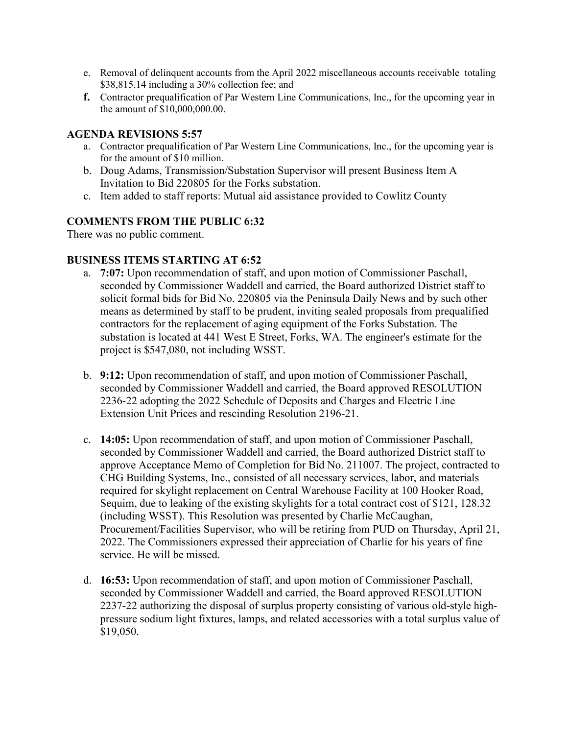e. Removal of delinquent accounts from the April 2022 miscellaneous accounts receivable totaling $38,815.14 including a 30% collection fee; and

**f.** Contractor prequalification of Par Western Line Communications, Inc., for the upcoming year in the amount of $10,000,000.00.

### AGENDA REVISIONS 5:57

a. Contractor prequalification of Par Western Line Communications, Inc., for the upcoming year is for the amount of $10 million.

b. Doug Adams, Transmission/Substation Supervisor will present Business Item A Invitation to Bid 220805 for the Forks substation.

c. Item added to staff reports: Mutual aid assistance provided to Cowlitz County

### COMMENTS FROM THE PUBLIC 6:32

There was no public comment.

### BUSINESS ITEMS STARTING AT 6:52

a. **7:07:** Upon recommendation of staff, and upon motion of Commissioner Paschall, seconded by Commissioner Waddell and carried, the Board authorized District staff to solicit formal bids for Bid No. 220805 via the Peninsula Daily News and by such other means as determined by staff to be prudent, inviting sealed proposals from prequalified contractors for the replacement of aging equipment of the Forks Substation. The substation is located at 441 West E Street, Forks, WA. The engineer's estimate for the project is $547,080, not including WSST.

b. **9:12:** Upon recommendation of staff, and upon motion of Commissioner Paschall, seconded by Commissioner Waddell and carried, the Board approved RESOLUTION 2236-22 adopting the 2022 Schedule of Deposits and Charges and Electric Line Extension Unit Prices and rescinding Resolution 2196-21.

c. **14:05:** Upon recommendation of staff, and upon motion of Commissioner Paschall, seconded by Commissioner Waddell and carried, the Board authorized District staff to approve Acceptance Memo of Completion for Bid No. 211007. The project, contracted to CHG Building Systems, Inc., consisted of all necessary services, labor, and materials required for skylight replacement on Central Warehouse Facility at 100 Hooker Road, Sequim, due to leaking of the existing skylights for a total contract cost of $121, 128.32 (including WSST). This Resolution was presented by Charlie McCaughan, Procurement/Facilities Supervisor, who will be retiring from PUD on Thursday, April 21, 2022. The Commissioners expressed their appreciation of Charlie for his years of fine service. He will be missed.

d. **16:53:** Upon recommendation of staff, and upon motion of Commissioner Paschall, seconded by Commissioner Waddell and carried, the Board approved RESOLUTION 2237-22 authorizing the disposal of surplus property consisting of various old-style high-pressure sodium light fixtures, lamps, and related accessories with a total surplus value of $19,050.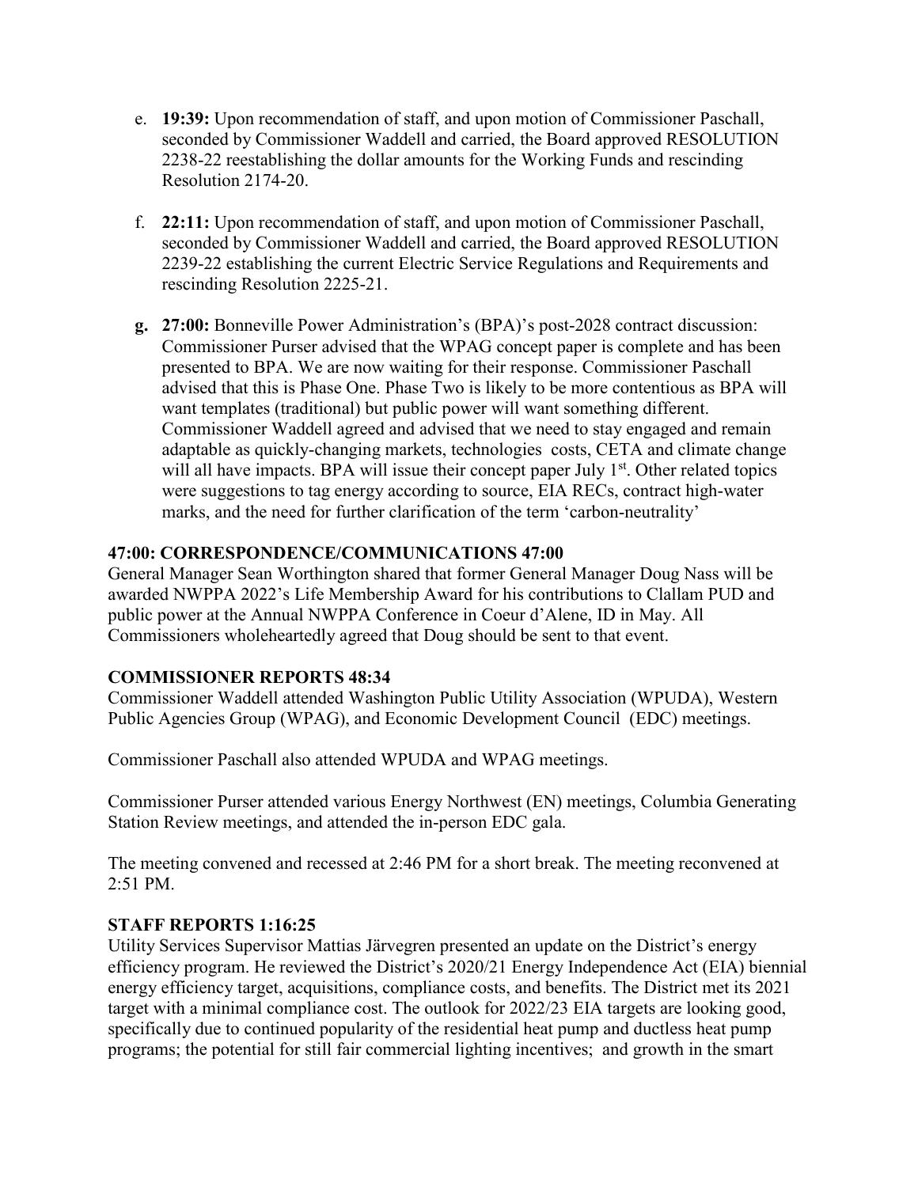e. **19:39:** Upon recommendation of staff, and upon motion of Commissioner Paschall, seconded by Commissioner Waddell and carried, the Board approved RESOLUTION 2238-22 reestablishing the dollar amounts for the Working Funds and rescinding Resolution 2174-20.

f. **22:11:** Upon recommendation of staff, and upon motion of Commissioner Paschall, seconded by Commissioner Waddell and carried, the Board approved RESOLUTION 2239-22 establishing the current Electric Service Regulations and Requirements and rescinding Resolution 2225-21.

**g. 27:00:** Bonneville Power Administration's (BPA)'s post-2028 contract discussion: Commissioner Purser advised that the WPAG concept paper is complete and has been presented to BPA. We are now waiting for their response. Commissioner Paschall advised that this is Phase One. Phase Two is likely to be more contentious as BPA will want templates (traditional) but public power will want something different. Commissioner Waddell agreed and advised that we need to stay engaged and remain adaptable as quickly-changing markets, technologies costs, CETA and climate change will all have impacts. BPA will issue their concept paper July 1st. Other related topics were suggestions to tag energy according to source, EIA RECs, contract high-water marks, and the need for further clarification of the term 'carbon-neutrality'

**47:00: CORRESPONDENCE/COMMUNICATIONS 47:00**

General Manager Sean Worthington shared that former General Manager Doug Nass will be awarded NWPPA 2022's Life Membership Award for his contributions to Clallam PUD and public power at the Annual NWPPA Conference in Coeur d'Alene, ID in May. All Commissioners wholeheartedly agreed that Doug should be sent to that event.

**COMMISSIONER REPORTS 48:34**

Commissioner Waddell attended Washington Public Utility Association (WPUDA), Western Public Agencies Group (WPAG), and Economic Development Council (EDC) meetings.

Commissioner Paschall also attended WPUDA and WPAG meetings.

Commissioner Purser attended various Energy Northwest (EN) meetings, Columbia Generating Station Review meetings, and attended the in-person EDC gala.

The meeting convened and recessed at 2:46 PM for a short break. The meeting reconvened at 2:51 PM.

**STAFF REPORTS 1:16:25**

Utility Services Supervisor Mattias Järvegren presented an update on the District's energy efficiency program. He reviewed the District's 2020/21 Energy Independence Act (EIA) biennial energy efficiency target, acquisitions, compliance costs, and benefits. The District met its 2021 target with a minimal compliance cost. The outlook for 2022/23 EIA targets are looking good, specifically due to continued popularity of the residential heat pump and ductless heat pump programs; the potential for still fair commercial lighting incentives; and growth in the smart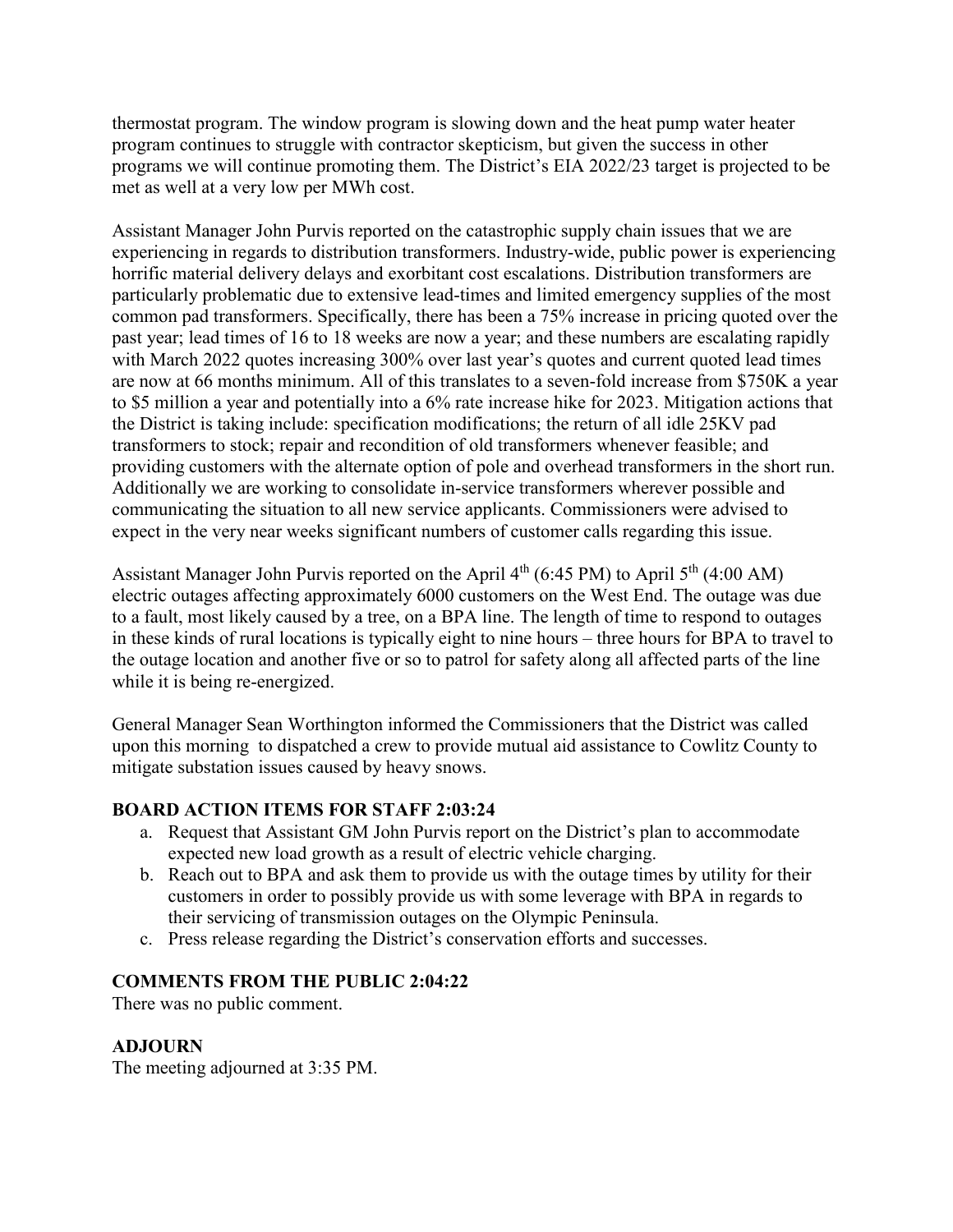thermostat program. The window program is slowing down and the heat pump water heater program continues to struggle with contractor skepticism, but given the success in other programs we will continue promoting them. The District's EIA 2022/23 target is projected to be met as well at a very low per MWh cost.

Assistant Manager John Purvis reported on the catastrophic supply chain issues that we are experiencing in regards to distribution transformers. Industry-wide, public power is experiencing horrific material delivery delays and exorbitant cost escalations. Distribution transformers are particularly problematic due to extensive lead-times and limited emergency supplies of the most common pad transformers. Specifically, there has been a 75% increase in pricing quoted over the past year; lead times of 16 to 18 weeks are now a year; and these numbers are escalating rapidly with March 2022 quotes increasing 300% over last year's quotes and current quoted lead times are now at 66 months minimum. All of this translates to a seven-fold increase from $750K a year to $5 million a year and potentially into a 6% rate increase hike for 2023. Mitigation actions that the District is taking include: specification modifications; the return of all idle 25KV pad transformers to stock; repair and recondition of old transformers whenever feasible; and providing customers with the alternate option of pole and overhead transformers in the short run. Additionally we are working to consolidate in-service transformers wherever possible and communicating the situation to all new service applicants. Commissioners were advised to expect in the very near weeks significant numbers of customer calls regarding this issue.

Assistant Manager John Purvis reported on the April 4th (6:45 PM) to April 5th (4:00 AM) electric outages affecting approximately 6000 customers on the West End. The outage was due to a fault, most likely caused by a tree, on a BPA line. The length of time to respond to outages in these kinds of rural locations is typically eight to nine hours – three hours for BPA to travel to the outage location and another five or so to patrol for safety along all affected parts of the line while it is being re-energized.

General Manager Sean Worthington informed the Commissioners that the District was called upon this morning to dispatched a crew to provide mutual aid assistance to Cowlitz County to mitigate substation issues caused by heavy snows.

## BOARD ACTION ITEMS FOR STAFF 2:03:24

a. Request that Assistant GM John Purvis report on the District's plan to accommodate expected new load growth as a result of electric vehicle charging.
b. Reach out to BPA and ask them to provide us with the outage times by utility for their customers in order to possibly provide us with some leverage with BPA in regards to their servicing of transmission outages on the Olympic Peninsula.
c. Press release regarding the District's conservation efforts and successes.

## COMMENTS FROM THE PUBLIC 2:04:22

There was no public comment.

## ADJOURN

The meeting adjourned at 3:35 PM.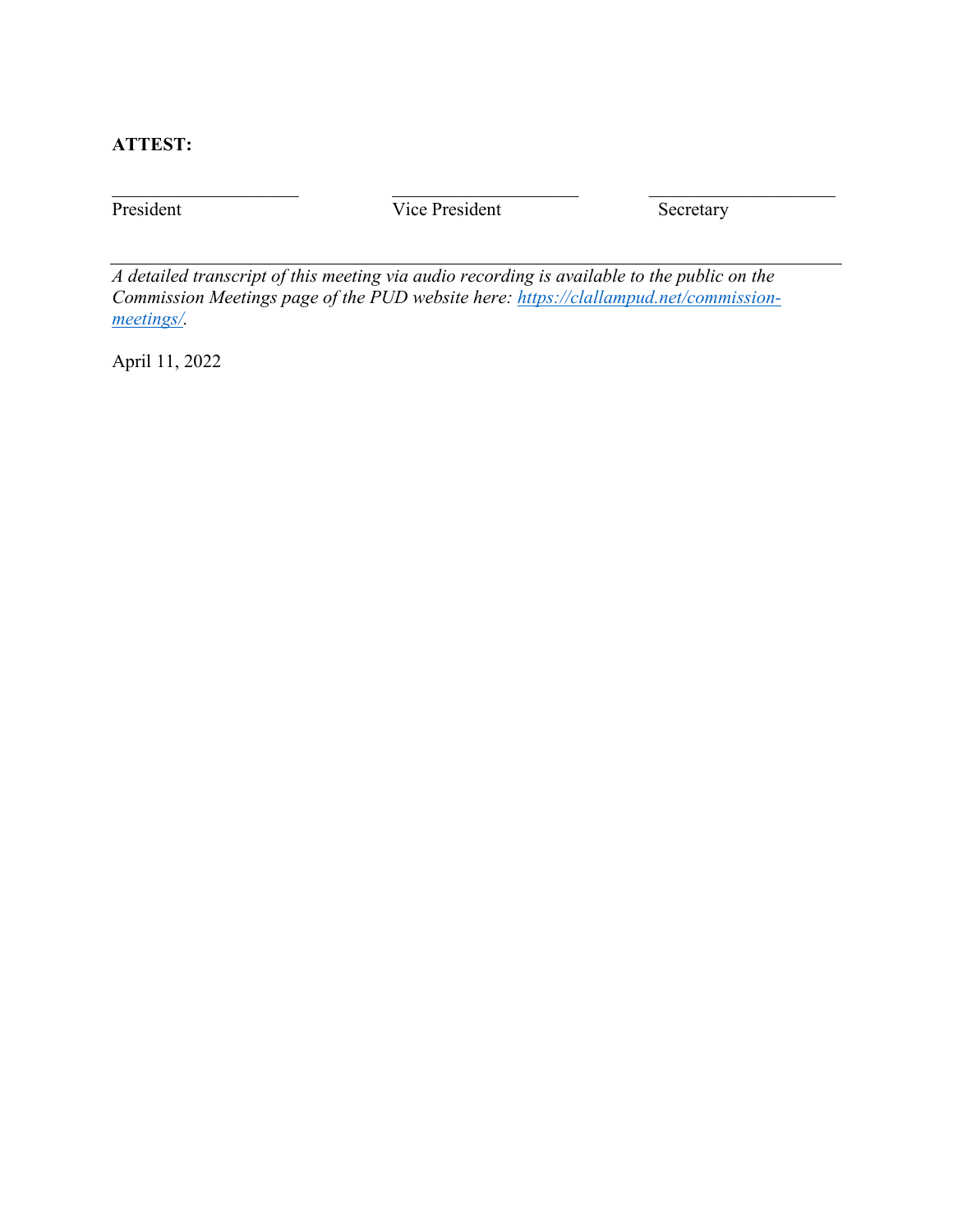**ATTEST:**

| | | |
|---|---|---|
| \_\_\_\_\_\_\_\_\_\_\_\_\_\_\_\_\_\_\_\_ | \_\_\_\_\_\_\_\_\_\_\_\_\_\_\_\_\_\_\_\_ | \_\_\_\_\_\_\_\_\_\_\_\_\_\_\_\_\_\_\_\_ |
| President | Vice President | Secretary |

---

*A detailed transcript of this meeting via audio recording is available to the public on the Commission Meetings page of the PUD website here: [https://clallampud.net/commission-meetings/](https://clallampud.net/commission-meetings/).*

April 11, 2022